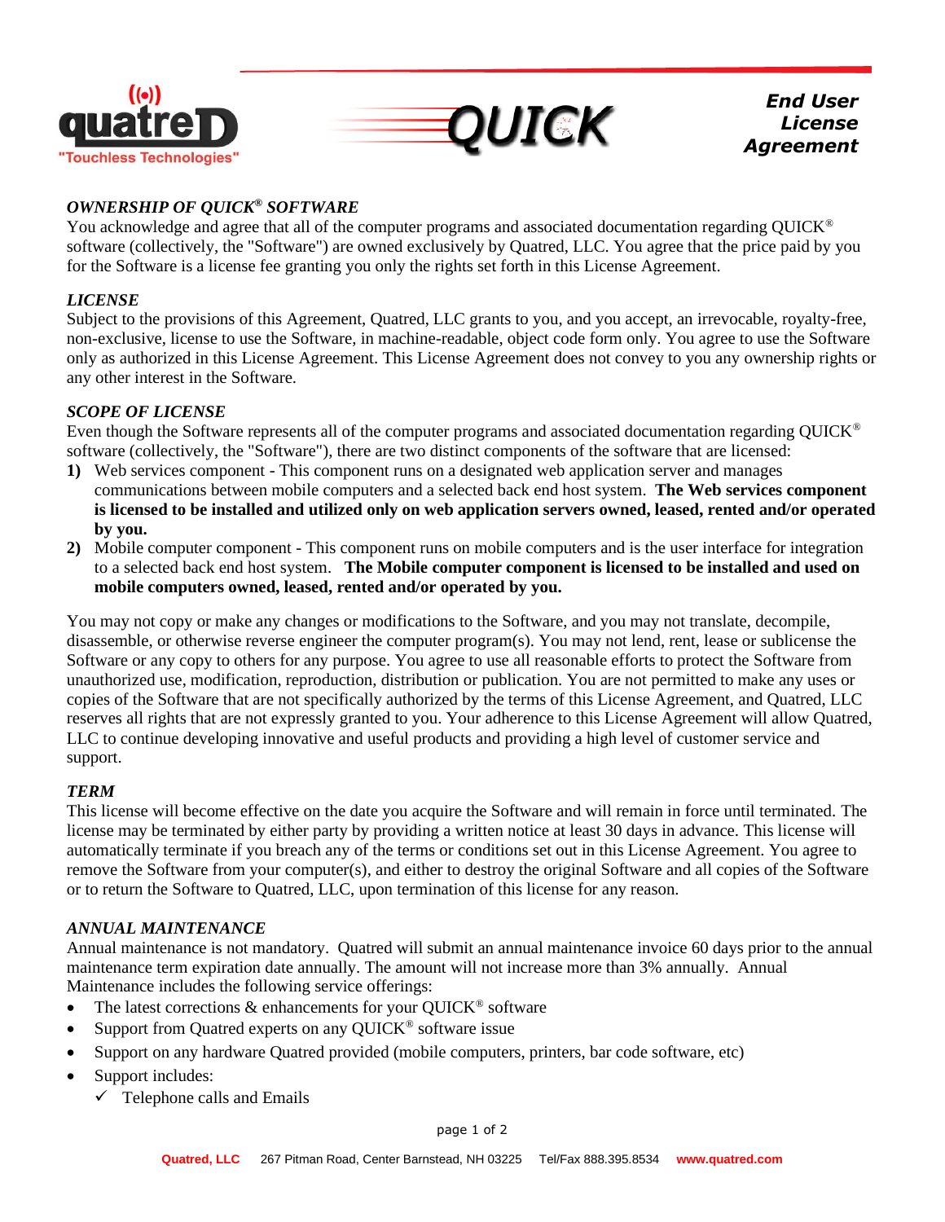quatreD "Touchless Technologies"

QUICK

**End User License Agreement**

### *OWNERSHIP OF QUICK® SOFTWARE*

You acknowledge and agree that all of the computer programs and associated documentation regarding QUICK® software (collectively, the "Software") are owned exclusively by Quatred, LLC. You agree that the price paid by you for the Software is a license fee granting you only the rights set forth in this License Agreement.

### *LICENSE*

Subject to the provisions of this Agreement, Quatred, LLC grants to you, and you accept, an irrevocable, royalty-free, non-exclusive, license to use the Software, in machine-readable, object code form only. You agree to use the Software only as authorized in this License Agreement. This License Agreement does not convey to you any ownership rights or any other interest in the Software.

### *SCOPE OF LICENSE*

Even though the Software represents all of the computer programs and associated documentation regarding QUICK® software (collectively, the "Software"), there are two distinct components of the software that are licensed:

1) Web services component - This component runs on a designated web application server and manages communications between mobile computers and a selected back end host system. **The Web services component is licensed to be installed and utilized only on web application servers owned, leased, rented and/or operated by you.**
2) Mobile computer component - This component runs on mobile computers and is the user interface for integration to a selected back end host system. **The Mobile computer component is licensed to be installed and used on mobile computers owned, leased, rented and/or operated by you.**

You may not copy or make any changes or modifications to the Software, and you may not translate, decompile, disassemble, or otherwise reverse engineer the computer program(s). You may not lend, rent, lease or sublicense the Software or any copy to others for any purpose. You agree to use all reasonable efforts to protect the Software from unauthorized use, modification, reproduction, distribution or publication. You are not permitted to make any uses or copies of the Software that are not specifically authorized by the terms of this License Agreement, and Quatred, LLC reserves all rights that are not expressly granted to you. Your adherence to this License Agreement will allow Quatred, LLC to continue developing innovative and useful products and providing a high level of customer service and support.

### *TERM*

This license will become effective on the date you acquire the Software and will remain in force until terminated. The license may be terminated by either party by providing a written notice at least 30 days in advance. This license will automatically terminate if you breach any of the terms or conditions set out in this License Agreement. You agree to remove the Software from your computer(s), and either to destroy the original Software and all copies of the Software or to return the Software to Quatred, LLC, upon termination of this license for any reason.

### *ANNUAL MAINTENANCE*

Annual maintenance is not mandatory. Quatred will submit an annual maintenance invoice 60 days prior to the annual maintenance term expiration date annually. The amount will not increase more than 3% annually. Annual Maintenance includes the following service offerings:

- The latest corrections & enhancements for your QUICK® software
- Support from Quatred experts on any QUICK® software issue
- Support on any hardware Quatred provided (mobile computers, printers, bar code software, etc)
- Support includes:
  - ✓ Telephone calls and Emails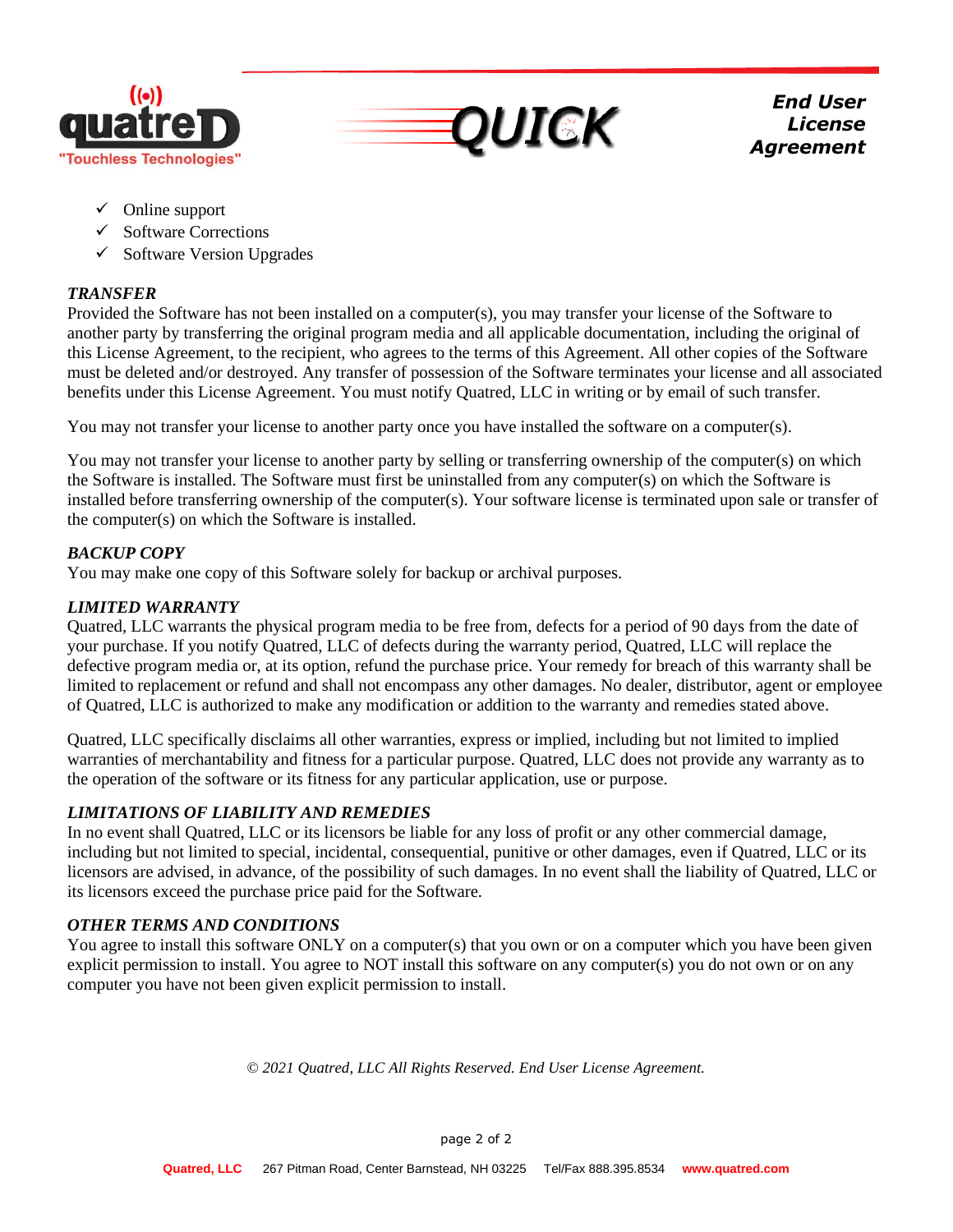- ✓ Online support
- ✓ Software Corrections
- ✓ Software Version Upgrades

***TRANSFER***

Provided the Software has not been installed on a computer(s), you may transfer your license of the Software to another party by transferring the original program media and all applicable documentation, including the original of this License Agreement, to the recipient, who agrees to the terms of this Agreement. All other copies of the Software must be deleted and/or destroyed. Any transfer of possession of the Software terminates your license and all associated benefits under this License Agreement. You must notify Quatred, LLC in writing or by email of such transfer.

You may not transfer your license to another party once you have installed the software on a computer(s).

You may not transfer your license to another party by selling or transferring ownership of the computer(s) on which the Software is installed. The Software must first be uninstalled from any computer(s) on which the Software is installed before transferring ownership of the computer(s). Your software license is terminated upon sale or transfer of the computer(s) on which the Software is installed.

***BACKUP COPY***

You may make one copy of this Software solely for backup or archival purposes.

***LIMITED WARRANTY***

Quatred, LLC warrants the physical program media to be free from, defects for a period of 90 days from the date of your purchase. If you notify Quatred, LLC of defects during the warranty period, Quatred, LLC will replace the defective program media or, at its option, refund the purchase price. Your remedy for breach of this warranty shall be limited to replacement or refund and shall not encompass any other damages. No dealer, distributor, agent or employee of Quatred, LLC is authorized to make any modification or addition to the warranty and remedies stated above.

Quatred, LLC specifically disclaims all other warranties, express or implied, including but not limited to implied warranties of merchantability and fitness for a particular purpose. Quatred, LLC does not provide any warranty as to the operation of the software or its fitness for any particular application, use or purpose.

***LIMITATIONS OF LIABILITY AND REMEDIES***

In no event shall Quatred, LLC or its licensors be liable for any loss of profit or any other commercial damage, including but not limited to special, incidental, consequential, punitive or other damages, even if Quatred, LLC or its licensors are advised, in advance, of the possibility of such damages. In no event shall the liability of Quatred, LLC or its licensors exceed the purchase price paid for the Software.

***OTHER TERMS AND CONDITIONS***

You agree to install this software ONLY on a computer(s) that you own or on a computer which you have been given explicit permission to install. You agree to NOT install this software on any computer(s) you do not own or on any computer you have not been given explicit permission to install.

*© 2021 Quatred, LLC All Rights Reserved. End User License Agreement.*